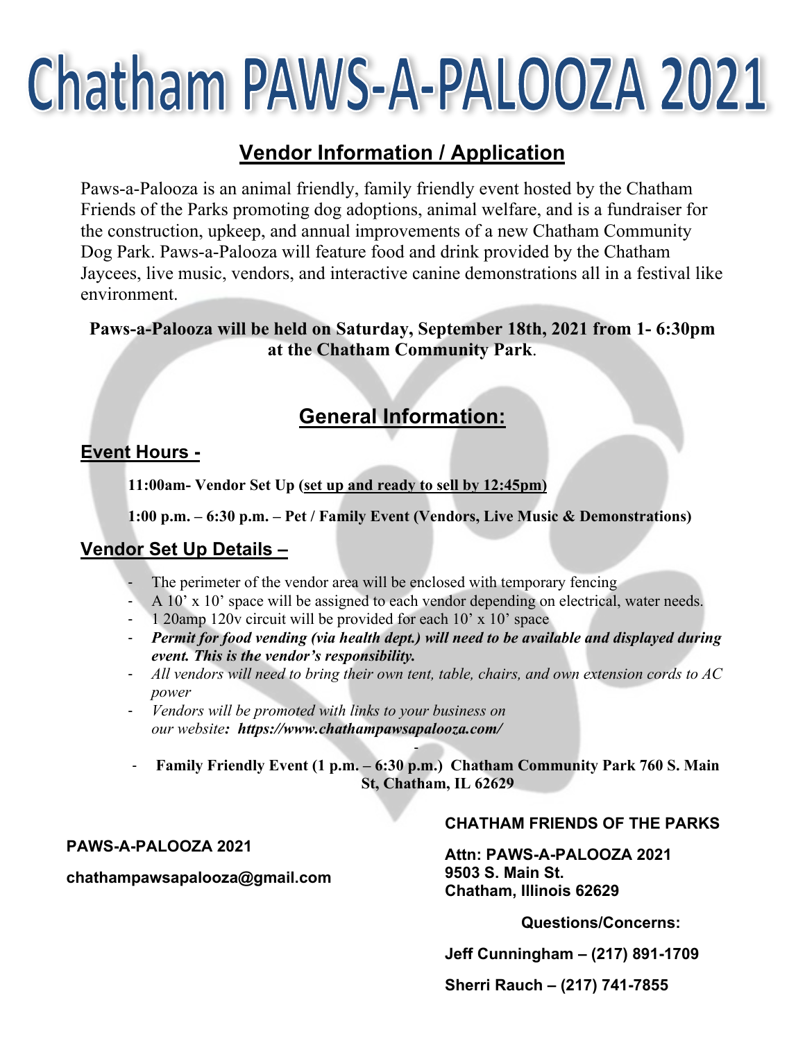# Chatham PAWS-A-PALOOZA 2021

## Vendor Information / Application

Paws-a-Palooza is an animal friendly, family friendly event hosted by the Chatham Friends of the Parks promoting dog adoptions, animal welfare, and is a fundraiser for the construction, upkeep, and annual improvements of a new Chatham Community Dog Park. Paws-a-Palooza will feature food and drink provided by the Chatham Jaycees, live music, vendors, and interactive canine demonstrations all in a festival like environment.

**Paws-a-Palooza will be held on Saturday, September 18th, 2021 from 1- 6:30pm at the Chatham Community Park**.

## General Information:

### Event Hours -

**11:00am- Vendor Set Up (set up and ready to sell by 12:45pm)**

**1:00 p.m. – 6:30 p.m. – Pet / Family Event (Vendors, Live Music & Demonstrations)**

### Vendor Set Up Details –

- The perimeter of the vendor area will be enclosed with temporary fencing
- A 10' x 10' space will be assigned to each vendor depending on electrical, water needs.
- 1 20amp 120v circuit will be provided for each 10' x 10' space
- ***Permit for food vending (via health dept.) will need to be available and displayed during event. This is the vendor's responsibility.***
- *All vendors will need to bring their own tent, table, chairs, and own extension cords to AC power*
- *Vendors will be promoted with links to your business on our website**: https://www.chathampawsapalooza.com/***
- **Family Friendly Event (1 p.m. – 6:30 p.m.) Chatham Community Park 760 S. Main St, Chatham, IL 62629**

**PAWS-A-PALOOZA 2021**

**chathampawsapalooza@gmail.com**

**CHATHAM FRIENDS OF THE PARKS**

**Attn: PAWS-A-PALOOZA 2021**
**9503 S. Main St.**
**Chatham, Illinois 62629**

**Questions/Concerns:**

**Jeff Cunningham – (217) 891-1709**

**Sherri Rauch – (217) 741-7855**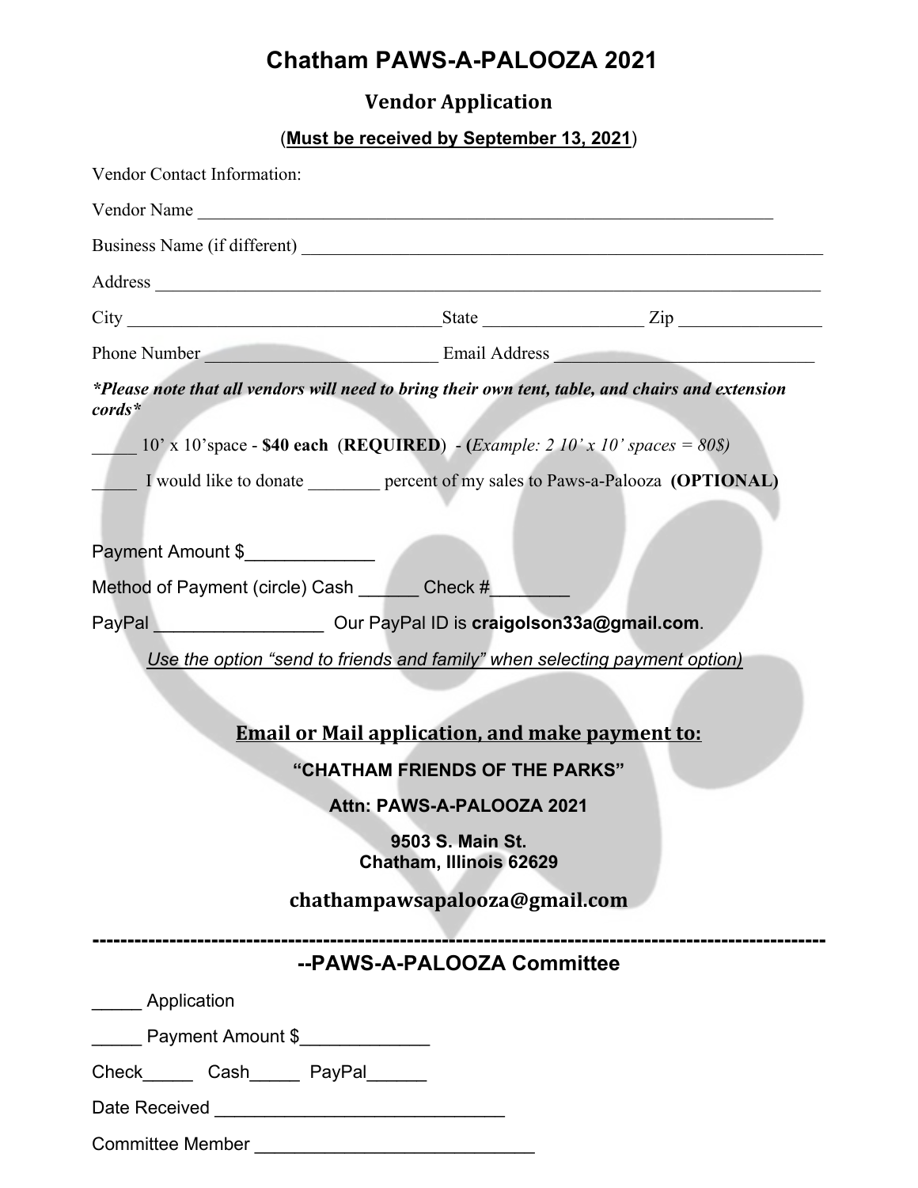# Chatham PAWS-A-PALOOZA 2021

## Vendor Application

(**Must be received by September 13, 2021**)

Vendor Contact Information:

Vendor Name ____________________________________________________________________

Business Name (if different) _______________________________________________________

Address _________________________________________________________________________

City ___________________________________State __________________ Zip ________________

Phone Number __________________________ Email Address _____________________________

***Please note that all vendors will need to bring their own tent, table, and chairs and extension cords***

_____ 10' x 10'space - **$40 each** (**REQUIRED**) - **(***Example: 2 10' x 10' spaces = 80$)*

_____ I would like to donate ________ percent of my sales to Paws-a-Palooza **(OPTIONAL)**

Payment Amount $_____________

Method of Payment (circle) Cash ______ Check #________

PayPal _________________ Our PayPal ID is **craigolson33a@gmail.com**.

*Use the option "send to friends and family" when selecting payment option)*

**Email or Mail application, and make payment to:**

**"CHATHAM FRIENDS OF THE PARKS"**

**Attn: PAWS-A-PALOOZA 2021**

**9503 S. Main St.**
**Chatham, Illinois 62629**

**chathampawsapalooza@gmail.com**

------------------------------------------------------------------------------------------------------------

**--PAWS-A-PALOOZA Committee**

_____ Application

_____ Payment Amount $_____________

Check_____ Cash_____ PayPal______

Date Received _____________________________

Committee Member ___________________________